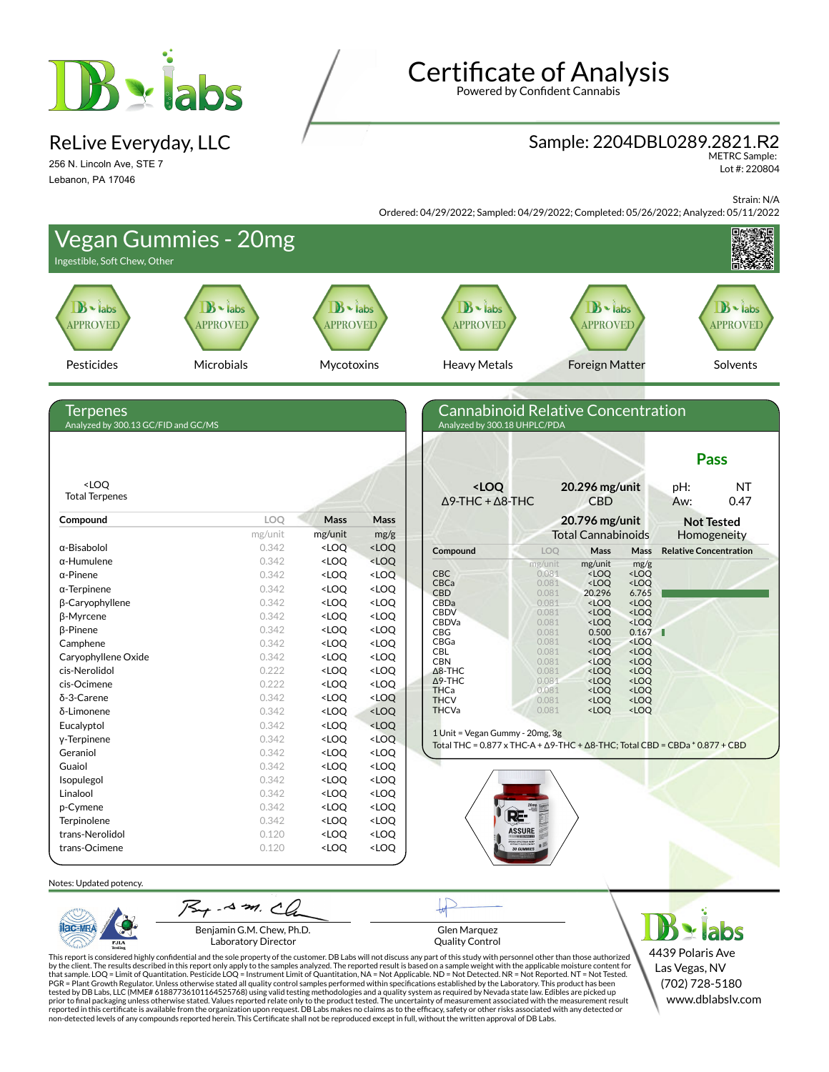# Certificate of Analysis

Powered by Confident Cannabis

## ReLive Everyday, LLC

256 N. Lincoln Ave, STE 7
Lebanon, PA 17046

## Sample: 2204DBL0289.2821.R2

METRC Sample:
Lot #: 220804

Strain: N/A

Ordered: 04/29/2022; Sampled: 04/29/2022; Completed: 05/26/2022; Analyzed: 05/11/2022

# Vegan Gummies - 20mg

Ingestible, Soft Chew, Other

| Pesticides | Microbials | Mycotoxins | Heavy Metals | Foreign Matter | Solvents |
|---|---|---|---|---|---|
| APPROVED | APPROVED | APPROVED | APPROVED | APPROVED | APPROVED |

## Terpenes

Analyzed by 300.13 GC/FID and GC/MS

<LOQ
Total Terpenes

| Compound | LOQ | Mass | Mass |
|---|---|---|---|
| | mg/unit | mg/unit | mg/g |
| α-Bisabolol | 0.342 | <LOQ | <LOQ |
| α-Humulene | 0.342 | <LOQ | <LOQ |
| α-Pinene | 0.342 | <LOQ | <LOQ |
| α-Terpinene | 0.342 | <LOQ | <LOQ |
| β-Caryophyllene | 0.342 | <LOQ | <LOQ |
| β-Myrcene | 0.342 | <LOQ | <LOQ |
| β-Pinene | 0.342 | <LOQ | <LOQ |
| Camphene | 0.342 | <LOQ | <LOQ |
| Caryophyllene Oxide | 0.342 | <LOQ | <LOQ |
| cis-Nerolidol | 0.222 | <LOQ | <LOQ |
| cis-Ocimene | 0.222 | <LOQ | <LOQ |
| δ-3-Carene | 0.342 | <LOQ | <LOQ |
| δ-Limonene | 0.342 | <LOQ | <LOQ |
| Eucalyptol | 0.342 | <LOQ | <LOQ |
| γ-Terpinene | 0.342 | <LOQ | <LOQ |
| Geraniol | 0.342 | <LOQ | <LOQ |
| Guaiol | 0.342 | <LOQ | <LOQ |
| Isopulegol | 0.342 | <LOQ | <LOQ |
| Linalool | 0.342 | <LOQ | <LOQ |
| p-Cymene | 0.342 | <LOQ | <LOQ |
| Terpinolene | 0.342 | <LOQ | <LOQ |
| trans-Nerolidol | 0.120 | <LOQ | <LOQ |
| trans-Ocimene | 0.120 | <LOQ | <LOQ |

## Cannabinoid Relative Concentration

Analyzed by 300.18 UHPLC/PDA

**Pass**

**<LOQ** Δ9-THC + Δ8-THC

**20.296 mg/unit** CBD

**20.796 mg/unit** Total Cannabinoids

pH: NT
Aw: 0.47

**Not Tested** Homogeneity

| Compound | LOQ | Mass | Mass | Relative Concentration |
|---|---|---|---|---|
| | mg/unit | mg/unit | mg/g | |
| CBC | 0.081 | <LOQ | <LOQ | |
| CBCa | 0.081 | <LOQ | <LOQ | |
| CBD | 0.081 | 20.296 | 6.765 | |
| CBDa | 0.081 | <LOQ | <LOQ | |
| CBDV | 0.081 | <LOQ | <LOQ | |
| CBDVa | 0.081 | <LOQ | <LOQ | |
| CBG | 0.081 | 0.500 | 0.167 | |
| CBGa | 0.081 | <LOQ | <LOQ | |
| CBL | 0.081 | <LOQ | <LOQ | |
| CBN | 0.081 | <LOQ | <LOQ | |
| Δ8-THC | 0.081 | <LOQ | <LOQ | |
| Δ9-THC | 0.081 | <LOQ | <LOQ | |
| THCa | 0.081 | <LOQ | <LOQ | |
| THCV | 0.081 | <LOQ | <LOQ | |
| THCVa | 0.081 | <LOQ | <LOQ | |

1 Unit = Vegan Gummy - 20mg, 3g

Total THC = 0.877 x THC-A + Δ9-THC + Δ8-THC; Total CBD = CBDa * 0.877 + CBD

Notes: Updated potency.

Benjamin G.M. Chew, Ph.D.
Laboratory Director

Glen Marquez
Quality Control

This report is considered highly confidential and the sole property of the customer. DB Labs will not discuss any part of this study with personnel other than those authorized by the client. The results described in this report only apply to the samples analyzed. The reported result is based on a sample weight with the applicable moisture content for that sample. LOQ = Limit of Quantitation. Pesticide LOQ = Instrument Limit of Quantitation, NA = Not Applicable. ND = Not Detected. NR = Not Reported. NT = Not Tested. PGR = Plant Growth Regulator. Unless otherwise stated all quality control samples performed within specifications established by the Laboratory. This product has been tested by DB Labs, LLC (MME# 61887736101164525768) using valid testing methodologies and a quality system as required by Nevada state law. Edibles are picked up prior to final packaging unless otherwise stated. Values reported relate only to the product tested. The uncertainty of measurement associated with the measurement result reported in this certificate is available from the organization upon request. DB Labs makes no claims as to the efficacy, safety or other risks associated with any detected or non-detected levels of any compounds reported herein. This Certificate shall not be reproduced except in full, without the written approval of DB Labs.

DB Labs
4439 Polaris Ave
Las Vegas, NV
(702) 728-5180
www.dblabslv.com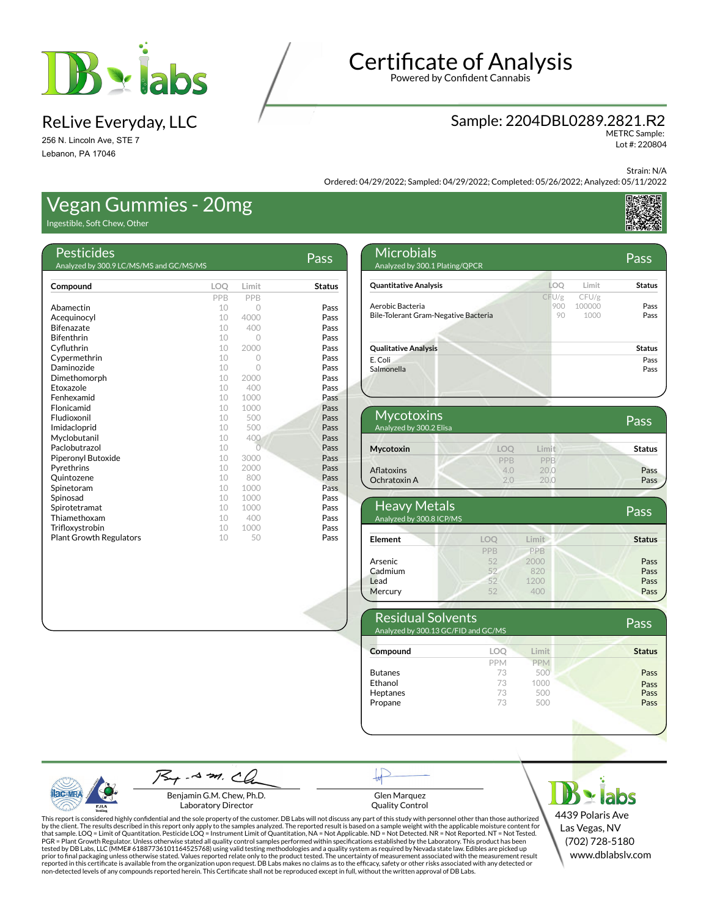# Certificate of Analysis

Powered by Confident Cannabis

## ReLive Everyday, LLC

256 N. Lincoln Ave, STE 7
Lebanon, PA 17046

## Sample: 2204DBL0289.2821.R2

METRC Sample:
Lot #: 220804

Strain: N/A

Ordered: 04/29/2022; Sampled: 04/29/2022; Completed: 05/26/2022; Analyzed: 05/11/2022

# Vegan Gummies - 20mg

Ingestible, Soft Chew, Other

## Pesticides — Pass

Analyzed by 300.9 LC/MS/MS and GC/MS/MS

| Compound | LOQ | Limit | Status |
|---|---|---|---|
| | PPB | PPB | |
| Abamectin | 10 | 0 | Pass |
| Acequinocyl | 10 | 4000 | Pass |
| Bifenazate | 10 | 400 | Pass |
| Bifenthrin | 10 | 0 | Pass |
| Cyfluthrin | 10 | 2000 | Pass |
| Cypermethrin | 10 | 0 | Pass |
| Daminozide | 10 | 0 | Pass |
| Dimethomorph | 10 | 2000 | Pass |
| Etoxazole | 10 | 400 | Pass |
| Fenhexamid | 10 | 1000 | Pass |
| Flonicamid | 10 | 1000 | Pass |
| Fludioxonil | 10 | 500 | Pass |
| Imidacloprid | 10 | 500 | Pass |
| Myclobutanil | 10 | 400 | Pass |
| Paclobutrazol | 10 | 0 | Pass |
| Piperonyl Butoxide | 10 | 3000 | Pass |
| Pyrethrins | 10 | 2000 | Pass |
| Quintozene | 10 | 800 | Pass |
| Spinetoram | 10 | 1000 | Pass |
| Spinosad | 10 | 1000 | Pass |
| Spirotetramat | 10 | 1000 | Pass |
| Thiamethoxam | 10 | 400 | Pass |
| Trifloxystrobin | 10 | 1000 | Pass |
| Plant Growth Regulators | 10 | 50 | Pass |

## Microbials — Pass

Analyzed by 300.1 Plating/QPCR

| Quantitative Analysis | LOQ | Limit | Status |
|---|---|---|---|
| | CFU/g | CFU/g | |
| Aerobic Bacteria | 900 | 100000 | Pass |
| Bile-Tolerant Gram-Negative Bacteria | 90 | 1000 | Pass |

| Qualitative Analysis | Status |
|---|---|
| E. Coli | Pass |
| Salmonella | Pass |

## Mycotoxins — Pass

Analyzed by 300.2 Elisa

| Mycotoxin | LOQ | Limit | Status |
|---|---|---|---|
| | PPB | PPB | |
| Aflatoxins | 4.0 | 20.0 | Pass |
| Ochratoxin A | 2.0 | 20.0 | Pass |

## Heavy Metals — Pass

Analyzed by 300.8 ICP/MS

| Element | LOQ | Limit | Status |
|---|---|---|---|
| | PPB | PPB | |
| Arsenic | 52 | 2000 | Pass |
| Cadmium | 52 | 820 | Pass |
| Lead | 52 | 1200 | Pass |
| Mercury | 52 | 400 | Pass |

## Residual Solvents — Pass

Analyzed by 300.13 GC/FID and GC/MS

| Compound | LOQ | Limit | Status |
|---|---|---|---|
| | PPM | PPM | |
| Butanes | 73 | 500 | Pass |
| Ethanol | 73 | 1000 | Pass |
| Heptanes | 73 | 500 | Pass |
| Propane | 73 | 500 | Pass |

Benjamin G.M. Chew, Ph.D.
Laboratory Director

Glen Marquez
Quality Control

DB labs
4439 Polaris Ave
Las Vegas, NV
(702) 728-5180
www.dblabslv.com

This report is considered highly confidential and the sole property of the customer. DB Labs will not discuss any part of this study with personnel other than those authorized by the client. The results described in this report only apply to the samples analyzed. The reported result is based on a sample weight with the applicable moisture content for that sample. LOQ = Limit of Quantitation. Pesticide LOQ = Instrument Limit of Quantitation, NA = Not Applicable. ND = Not Detected. NR = Not Reported. NT = Not Tested. PGR = Plant Growth Regulator. Unless otherwise stated all quality control samples performed within specifications established by the Laboratory. This product has been tested by DB Labs, LLC (MME# 61887736101164525768) using valid testing methodologies and a quality system as required by Nevada state law. Edibles are picked up prior to final packaging unless otherwise stated. Values reported relate only to the product tested. The uncertainty of measurement associated with the measurement result reported in this certificate is available from the organization upon request. DB Labs makes no claims as to the efficacy, safety or other risks associated with any detected or non-detected levels of any compounds reported herein. This Certificate shall not be reproduced except in full, without the written approval of DB Labs.